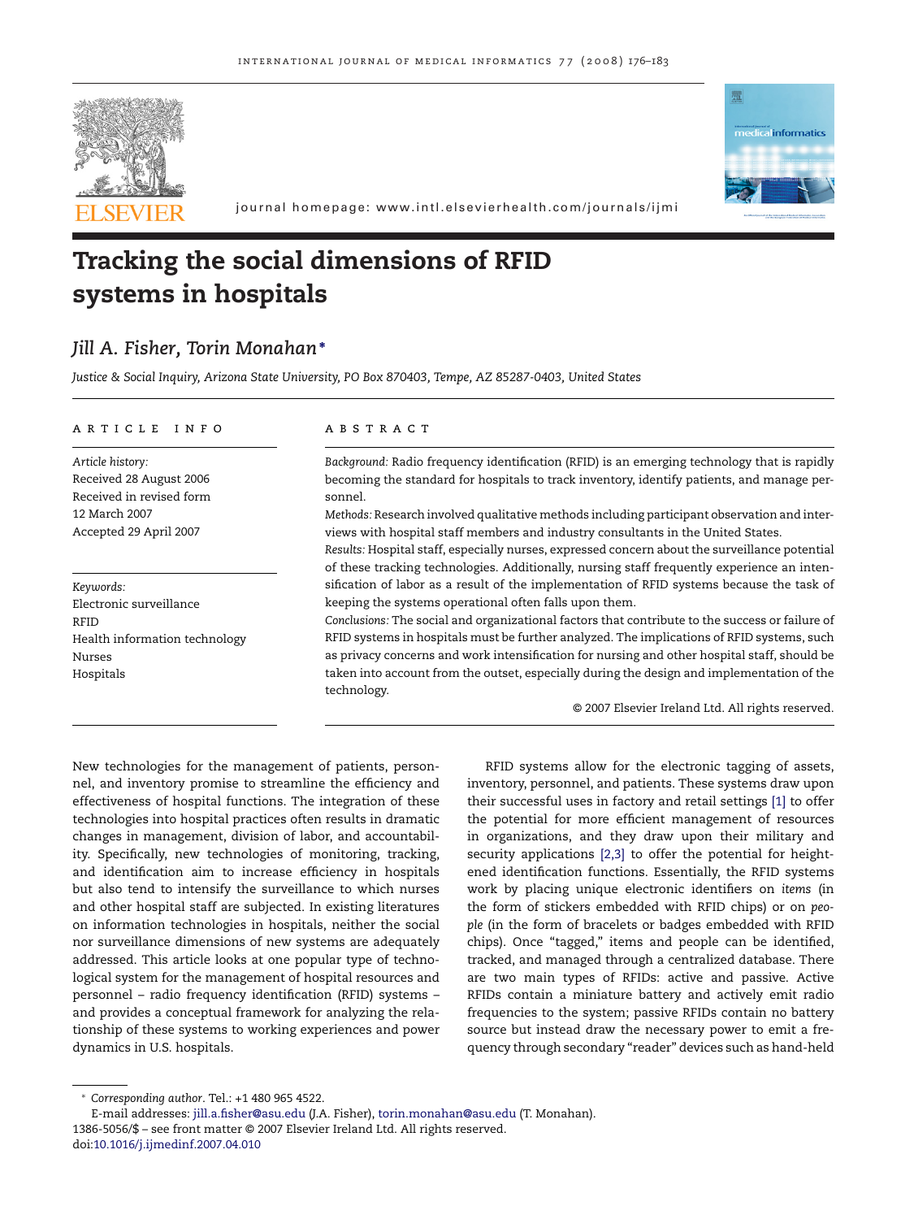# Tracking the social dimensions of RFID systems in hospitals

*Jill A. Fisher, Torin Monahan**

*Justice & Social Inquiry, Arizona State University, PO Box 870403, Tempe, AZ 85287-0403, United States*

**ARTICLE INFO**

*Article history:*
Received 28 August 2006
Received in revised form
12 March 2007
Accepted 29 April 2007

*Keywords:*
Electronic surveillance
RFID
Health information technology
Nurses
Hospitals

**ABSTRACT**

*Background:* Radio frequency identification (RFID) is an emerging technology that is rapidly becoming the standard for hospitals to track inventory, identify patients, and manage personnel.

*Methods:* Research involved qualitative methods including participant observation and interviews with hospital staff members and industry consultants in the United States.

*Results:* Hospital staff, especially nurses, expressed concern about the surveillance potential of these tracking technologies. Additionally, nursing staff frequently experience an intensification of labor as a result of the implementation of RFID systems because the task of keeping the systems operational often falls upon them.

*Conclusions:* The social and organizational factors that contribute to the success or failure of RFID systems in hospitals must be further analyzed. The implications of RFID systems, such as privacy concerns and work intensification for nursing and other hospital staff, should be taken into account from the outset, especially during the design and implementation of the technology.

© 2007 Elsevier Ireland Ltd. All rights reserved.

New technologies for the management of patients, personnel, and inventory promise to streamline the efficiency and effectiveness of hospital functions. The integration of these technologies into hospital practices often results in dramatic changes in management, division of labor, and accountability. Specifically, new technologies of monitoring, tracking, and identification aim to increase efficiency in hospitals but also tend to intensify the surveillance to which nurses and other hospital staff are subjected. In existing literatures on information technologies in hospitals, neither the social nor surveillance dimensions of new systems are adequately addressed. This article looks at one popular type of technological system for the management of hospital resources and personnel – radio frequency identification (RFID) systems – and provides a conceptual framework for analyzing the relationship of these systems to working experiences and power dynamics in U.S. hospitals.

RFID systems allow for the electronic tagging of assets, inventory, personnel, and patients. These systems draw upon their successful uses in factory and retail settings [1] to offer the potential for more efficient management of resources in organizations, and they draw upon their military and security applications [2,3] to offer the potential for heightened identification functions. Essentially, the RFID systems work by placing unique electronic identifiers on *items* (in the form of stickers embedded with RFID chips) or on *people* (in the form of bracelets or badges embedded with RFID chips). Once "tagged," items and people can be identified, tracked, and managed through a centralized database. There are two main types of RFIDs: active and passive. Active RFIDs contain a miniature battery and actively emit radio frequencies to the system; passive RFIDs contain no battery source but instead draw the necessary power to emit a frequency through secondary "reader" devices such as hand-held

\* *Corresponding author*. Tel.: +1 480 965 4522.
E-mail addresses: jill.a.fisher@asu.edu (J.A. Fisher), torin.monahan@asu.edu (T. Monahan).
1386-5056/$ – see front matter © 2007 Elsevier Ireland Ltd. All rights reserved.
doi:10.1016/j.ijmedinf.2007.04.010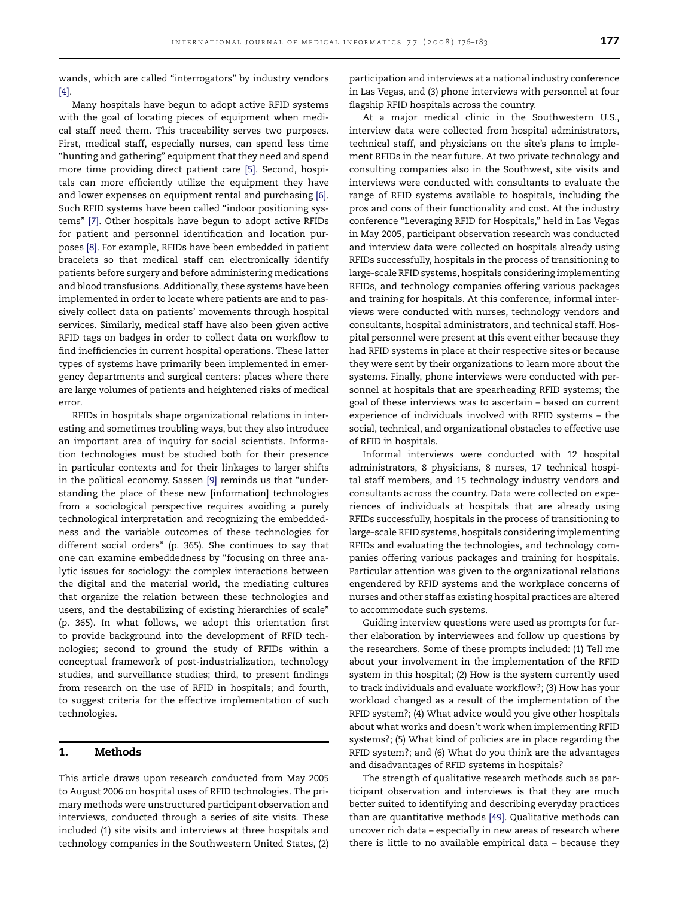wands, which are called "interrogators" by industry vendors [4].

Many hospitals have begun to adopt active RFID systems with the goal of locating pieces of equipment when medical staff need them. This traceability serves two purposes. First, medical staff, especially nurses, can spend less time "hunting and gathering" equipment that they need and spend more time providing direct patient care [5]. Second, hospitals can more efficiently utilize the equipment they have and lower expenses on equipment rental and purchasing [6]. Such RFID systems have been called "indoor positioning systems" [7]. Other hospitals have begun to adopt active RFIDs for patient and personnel identification and location purposes [8]. For example, RFIDs have been embedded in patient bracelets so that medical staff can electronically identify patients before surgery and before administering medications and blood transfusions. Additionally, these systems have been implemented in order to locate where patients are and to passively collect data on patients' movements through hospital services. Similarly, medical staff have also been given active RFID tags on badges in order to collect data on workflow to find inefficiencies in current hospital operations. These latter types of systems have primarily been implemented in emergency departments and surgical centers: places where there are large volumes of patients and heightened risks of medical error.

RFIDs in hospitals shape organizational relations in interesting and sometimes troubling ways, but they also introduce an important area of inquiry for social scientists. Information technologies must be studied both for their presence in particular contexts and for their linkages to larger shifts in the political economy. Sassen [9] reminds us that "understanding the place of these new [information] technologies from a sociological perspective requires avoiding a purely technological interpretation and recognizing the embeddedness and the variable outcomes of these technologies for different social orders" (p. 365). She continues to say that one can examine embeddedness by "focusing on three analytic issues for sociology: the complex interactions between the digital and the material world, the mediating cultures that organize the relation between these technologies and users, and the destabilizing of existing hierarchies of scale" (p. 365). In what follows, we adopt this orientation first to provide background into the development of RFID technologies; second to ground the study of RFIDs within a conceptual framework of post-industrialization, technology studies, and surveillance studies; third, to present findings from research on the use of RFID in hospitals; and fourth, to suggest criteria for the effective implementation of such technologies.

## 1. Methods

This article draws upon research conducted from May 2005 to August 2006 on hospital uses of RFID technologies. The primary methods were unstructured participant observation and interviews, conducted through a series of site visits. These included (1) site visits and interviews at three hospitals and technology companies in the Southwestern United States, (2) participation and interviews at a national industry conference in Las Vegas, and (3) phone interviews with personnel at four flagship RFID hospitals across the country.

At a major medical clinic in the Southwestern U.S., interview data were collected from hospital administrators, technical staff, and physicians on the site's plans to implement RFIDs in the near future. At two private technology and consulting companies also in the Southwest, site visits and interviews were conducted with consultants to evaluate the range of RFID systems available to hospitals, including the pros and cons of their functionality and cost. At the industry conference "Leveraging RFID for Hospitals," held in Las Vegas in May 2005, participant observation research was conducted and interview data were collected on hospitals already using RFIDs successfully, hospitals in the process of transitioning to large-scale RFID systems, hospitals considering implementing RFIDs, and technology companies offering various packages and training for hospitals. At this conference, informal interviews were conducted with nurses, technology vendors and consultants, hospital administrators, and technical staff. Hospital personnel were present at this event either because they had RFID systems in place at their respective sites or because they were sent by their organizations to learn more about the systems. Finally, phone interviews were conducted with personnel at hospitals that are spearheading RFID systems; the goal of these interviews was to ascertain – based on current experience of individuals involved with RFID systems – the social, technical, and organizational obstacles to effective use of RFID in hospitals.

Informal interviews were conducted with 12 hospital administrators, 8 physicians, 8 nurses, 17 technical hospital staff members, and 15 technology industry vendors and consultants across the country. Data were collected on experiences of individuals at hospitals that are already using RFIDs successfully, hospitals in the process of transitioning to large-scale RFID systems, hospitals considering implementing RFIDs and evaluating the technologies, and technology companies offering various packages and training for hospitals. Particular attention was given to the organizational relations engendered by RFID systems and the workplace concerns of nurses and other staff as existing hospital practices are altered to accommodate such systems.

Guiding interview questions were used as prompts for further elaboration by interviewees and follow up questions by the researchers. Some of these prompts included: (1) Tell me about your involvement in the implementation of the RFID system in this hospital; (2) How is the system currently used to track individuals and evaluate workflow?; (3) How has your workload changed as a result of the implementation of the RFID system?; (4) What advice would you give other hospitals about what works and doesn't work when implementing RFID systems?; (5) What kind of policies are in place regarding the RFID system?; and (6) What do you think are the advantages and disadvantages of RFID systems in hospitals?

The strength of qualitative research methods such as participant observation and interviews is that they are much better suited to identifying and describing everyday practices than are quantitative methods [49]. Qualitative methods can uncover rich data – especially in new areas of research where there is little to no available empirical data – because they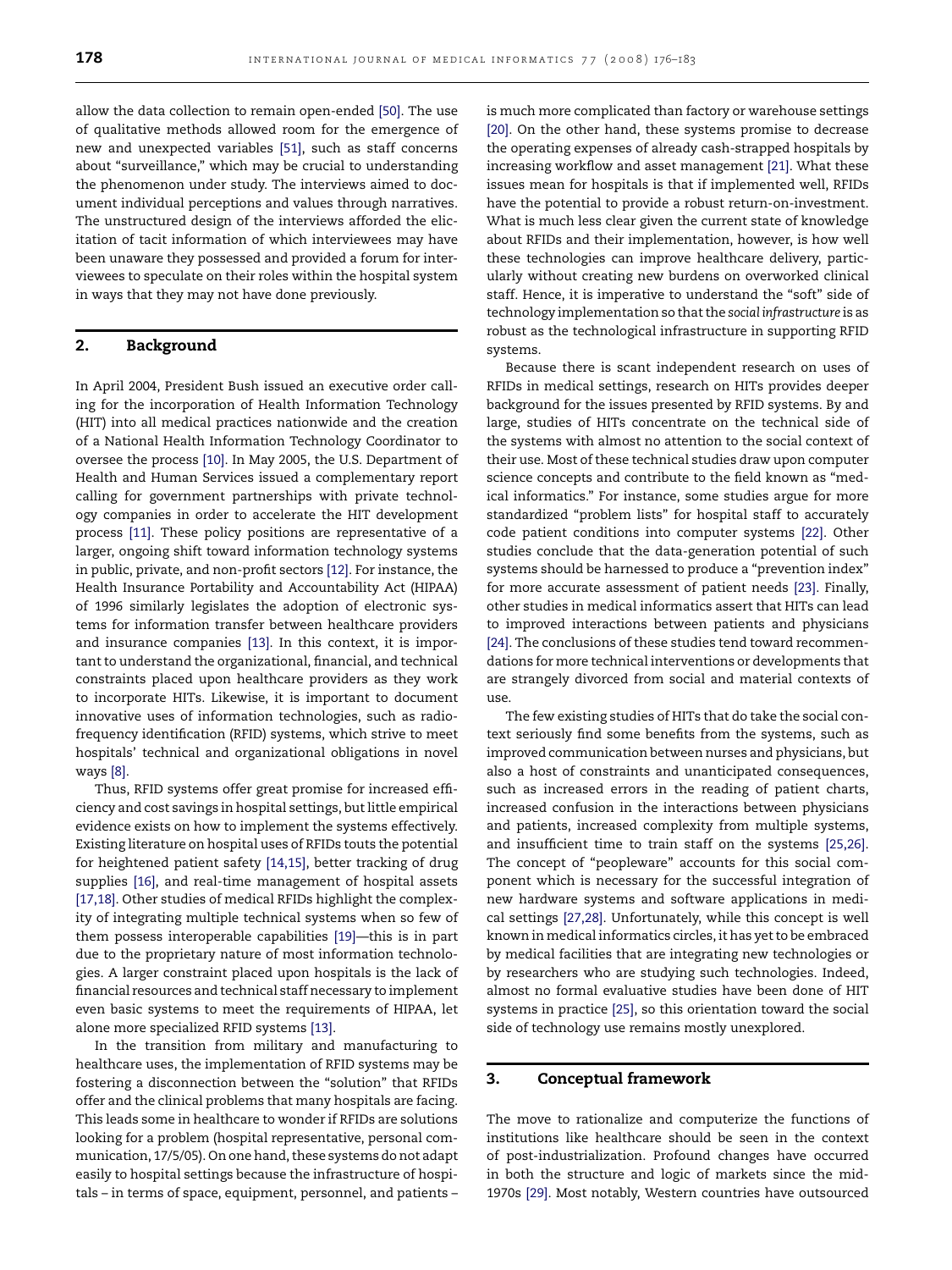allow the data collection to remain open-ended [50]. The use of qualitative methods allowed room for the emergence of new and unexpected variables [51], such as staff concerns about "surveillance," which may be crucial to understanding the phenomenon under study. The interviews aimed to document individual perceptions and values through narratives. The unstructured design of the interviews afforded the elicitation of tacit information of which interviewees may have been unaware they possessed and provided a forum for interviewees to speculate on their roles within the hospital system in ways that they may not have done previously.

## 2. Background

In April 2004, President Bush issued an executive order calling for the incorporation of Health Information Technology (HIT) into all medical practices nationwide and the creation of a National Health Information Technology Coordinator to oversee the process [10]. In May 2005, the U.S. Department of Health and Human Services issued a complementary report calling for government partnerships with private technology companies in order to accelerate the HIT development process [11]. These policy positions are representative of a larger, ongoing shift toward information technology systems in public, private, and non-profit sectors [12]. For instance, the Health Insurance Portability and Accountability Act (HIPAA) of 1996 similarly legislates the adoption of electronic systems for information transfer between healthcare providers and insurance companies [13]. In this context, it is important to understand the organizational, financial, and technical constraints placed upon healthcare providers as they work to incorporate HITs. Likewise, it is important to document innovative uses of information technologies, such as radio-frequency identification (RFID) systems, which strive to meet hospitals' technical and organizational obligations in novel ways [8].

Thus, RFID systems offer great promise for increased efficiency and cost savings in hospital settings, but little empirical evidence exists on how to implement the systems effectively. Existing literature on hospital uses of RFIDs touts the potential for heightened patient safety [14,15], better tracking of drug supplies [16], and real-time management of hospital assets [17,18]. Other studies of medical RFIDs highlight the complexity of integrating multiple technical systems when so few of them possess interoperable capabilities [19]—this is in part due to the proprietary nature of most information technologies. A larger constraint placed upon hospitals is the lack of financial resources and technical staff necessary to implement even basic systems to meet the requirements of HIPAA, let alone more specialized RFID systems [13].

In the transition from military and manufacturing to healthcare uses, the implementation of RFID systems may be fostering a disconnection between the "solution" that RFIDs offer and the clinical problems that many hospitals are facing. This leads some in healthcare to wonder if RFIDs are solutions looking for a problem (hospital representative, personal communication, 17/5/05). On one hand, these systems do not adapt easily to hospital settings because the infrastructure of hospitals – in terms of space, equipment, personnel, and patients – is much more complicated than factory or warehouse settings [20]. On the other hand, these systems promise to decrease the operating expenses of already cash-strapped hospitals by increasing workflow and asset management [21]. What these issues mean for hospitals is that if implemented well, RFIDs have the potential to provide a robust return-on-investment. What is much less clear given the current state of knowledge about RFIDs and their implementation, however, is how well these technologies can improve healthcare delivery, particularly without creating new burdens on overworked clinical staff. Hence, it is imperative to understand the "soft" side of technology implementation so that the *social infrastructure* is as robust as the technological infrastructure in supporting RFID systems.

Because there is scant independent research on uses of RFIDs in medical settings, research on HITs provides deeper background for the issues presented by RFID systems. By and large, studies of HITs concentrate on the technical side of the systems with almost no attention to the social context of their use. Most of these technical studies draw upon computer science concepts and contribute to the field known as "medical informatics." For instance, some studies argue for more standardized "problem lists" for hospital staff to accurately code patient conditions into computer systems [22]. Other studies conclude that the data-generation potential of such systems should be harnessed to produce a "prevention index" for more accurate assessment of patient needs [23]. Finally, other studies in medical informatics assert that HITs can lead to improved interactions between patients and physicians [24]. The conclusions of these studies tend toward recommendations for more technical interventions or developments that are strangely divorced from social and material contexts of use.

The few existing studies of HITs that do take the social context seriously find some benefits from the systems, such as improved communication between nurses and physicians, but also a host of constraints and unanticipated consequences, such as increased errors in the reading of patient charts, increased confusion in the interactions between physicians and patients, increased complexity from multiple systems, and insufficient time to train staff on the systems [25,26]. The concept of "peopleware" accounts for this social component which is necessary for the successful integration of new hardware systems and software applications in medical settings [27,28]. Unfortunately, while this concept is well known in medical informatics circles, it has yet to be embraced by medical facilities that are integrating new technologies or by researchers who are studying such technologies. Indeed, almost no formal evaluative studies have been done of HIT systems in practice [25], so this orientation toward the social side of technology use remains mostly unexplored.

## 3. Conceptual framework

The move to rationalize and computerize the functions of institutions like healthcare should be seen in the context of post-industrialization. Profound changes have occurred in both the structure and logic of markets since the mid-1970s [29]. Most notably, Western countries have outsourced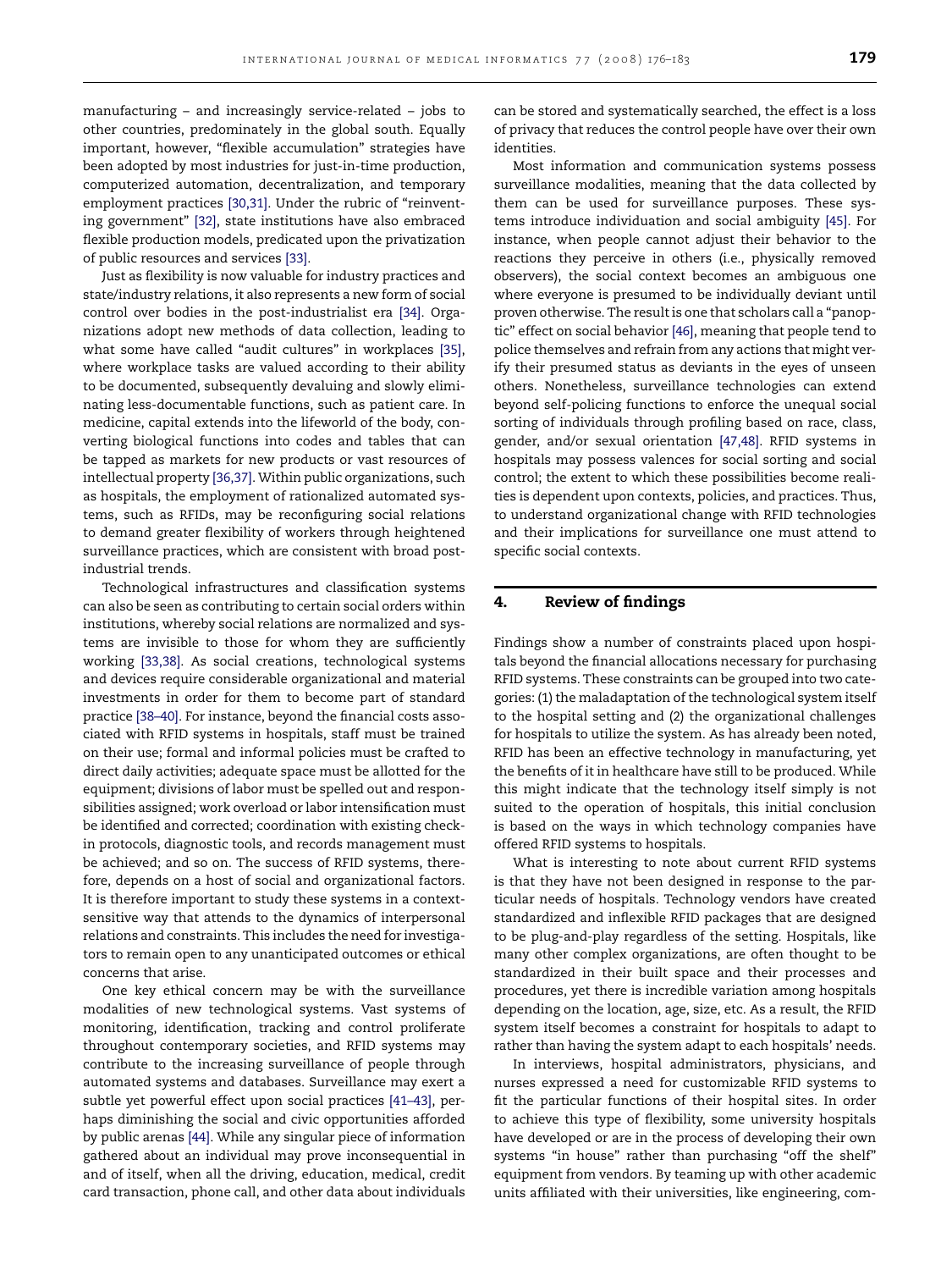manufacturing – and increasingly service-related – jobs to other countries, predominately in the global south. Equally important, however, "flexible accumulation" strategies have been adopted by most industries for just-in-time production, computerized automation, decentralization, and temporary employment practices [30,31]. Under the rubric of "reinventing government" [32], state institutions have also embraced flexible production models, predicated upon the privatization of public resources and services [33].

Just as flexibility is now valuable for industry practices and state/industry relations, it also represents a new form of social control over bodies in the post-industrialist era [34]. Organizations adopt new methods of data collection, leading to what some have called "audit cultures" in workplaces [35], where workplace tasks are valued according to their ability to be documented, subsequently devaluing and slowly eliminating less-documentable functions, such as patient care. In medicine, capital extends into the lifeworld of the body, converting biological functions into codes and tables that can be tapped as markets for new products or vast resources of intellectual property [36,37]. Within public organizations, such as hospitals, the employment of rationalized automated systems, such as RFIDs, may be reconfiguring social relations to demand greater flexibility of workers through heightened surveillance practices, which are consistent with broad post-industrial trends.

Technological infrastructures and classification systems can also be seen as contributing to certain social orders within institutions, whereby social relations are normalized and systems are invisible to those for whom they are sufficiently working [33,38]. As social creations, technological systems and devices require considerable organizational and material investments in order for them to become part of standard practice [38–40]. For instance, beyond the financial costs associated with RFID systems in hospitals, staff must be trained on their use; formal and informal policies must be crafted to direct daily activities; adequate space must be allotted for the equipment; divisions of labor must be spelled out and responsibilities assigned; work overload or labor intensification must be identified and corrected; coordination with existing check-in protocols, diagnostic tools, and records management must be achieved; and so on. The success of RFID systems, therefore, depends on a host of social and organizational factors. It is therefore important to study these systems in a context-sensitive way that attends to the dynamics of interpersonal relations and constraints. This includes the need for investigators to remain open to any unanticipated outcomes or ethical concerns that arise.

One key ethical concern may be with the surveillance modalities of new technological systems. Vast systems of monitoring, identification, tracking and control proliferate throughout contemporary societies, and RFID systems may contribute to the increasing surveillance of people through automated systems and databases. Surveillance may exert a subtle yet powerful effect upon social practices [41–43], perhaps diminishing the social and civic opportunities afforded by public arenas [44]. While any singular piece of information gathered about an individual may prove inconsequential in and of itself, when all the driving, education, medical, credit card transaction, phone call, and other data about individuals can be stored and systematically searched, the effect is a loss of privacy that reduces the control people have over their own identities.

Most information and communication systems possess surveillance modalities, meaning that the data collected by them can be used for surveillance purposes. These systems introduce individuation and social ambiguity [45]. For instance, when people cannot adjust their behavior to the reactions they perceive in others (i.e., physically removed observers), the social context becomes an ambiguous one where everyone is presumed to be individually deviant until proven otherwise. The result is one that scholars call a "panoptic" effect on social behavior [46], meaning that people tend to police themselves and refrain from any actions that might verify their presumed status as deviants in the eyes of unseen others. Nonetheless, surveillance technologies can extend beyond self-policing functions to enforce the unequal social sorting of individuals through profiling based on race, class, gender, and/or sexual orientation [47,48]. RFID systems in hospitals may possess valences for social sorting and social control; the extent to which these possibilities become realities is dependent upon contexts, policies, and practices. Thus, to understand organizational change with RFID technologies and their implications for surveillance one must attend to specific social contexts.

## 4. Review of findings

Findings show a number of constraints placed upon hospitals beyond the financial allocations necessary for purchasing RFID systems. These constraints can be grouped into two categories: (1) the maladaptation of the technological system itself to the hospital setting and (2) the organizational challenges for hospitals to utilize the system. As has already been noted, RFID has been an effective technology in manufacturing, yet the benefits of it in healthcare have still to be produced. While this might indicate that the technology itself simply is not suited to the operation of hospitals, this initial conclusion is based on the ways in which technology companies have offered RFID systems to hospitals.

What is interesting to note about current RFID systems is that they have not been designed in response to the particular needs of hospitals. Technology vendors have created standardized and inflexible RFID packages that are designed to be plug-and-play regardless of the setting. Hospitals, like many other complex organizations, are often thought to be standardized in their built space and their processes and procedures, yet there is incredible variation among hospitals depending on the location, age, size, etc. As a result, the RFID system itself becomes a constraint for hospitals to adapt to rather than having the system adapt to each hospitals' needs.

In interviews, hospital administrators, physicians, and nurses expressed a need for customizable RFID systems to fit the particular functions of their hospital sites. In order to achieve this type of flexibility, some university hospitals have developed or are in the process of developing their own systems "in house" rather than purchasing "off the shelf" equipment from vendors. By teaming up with other academic units affiliated with their universities, like engineering, com-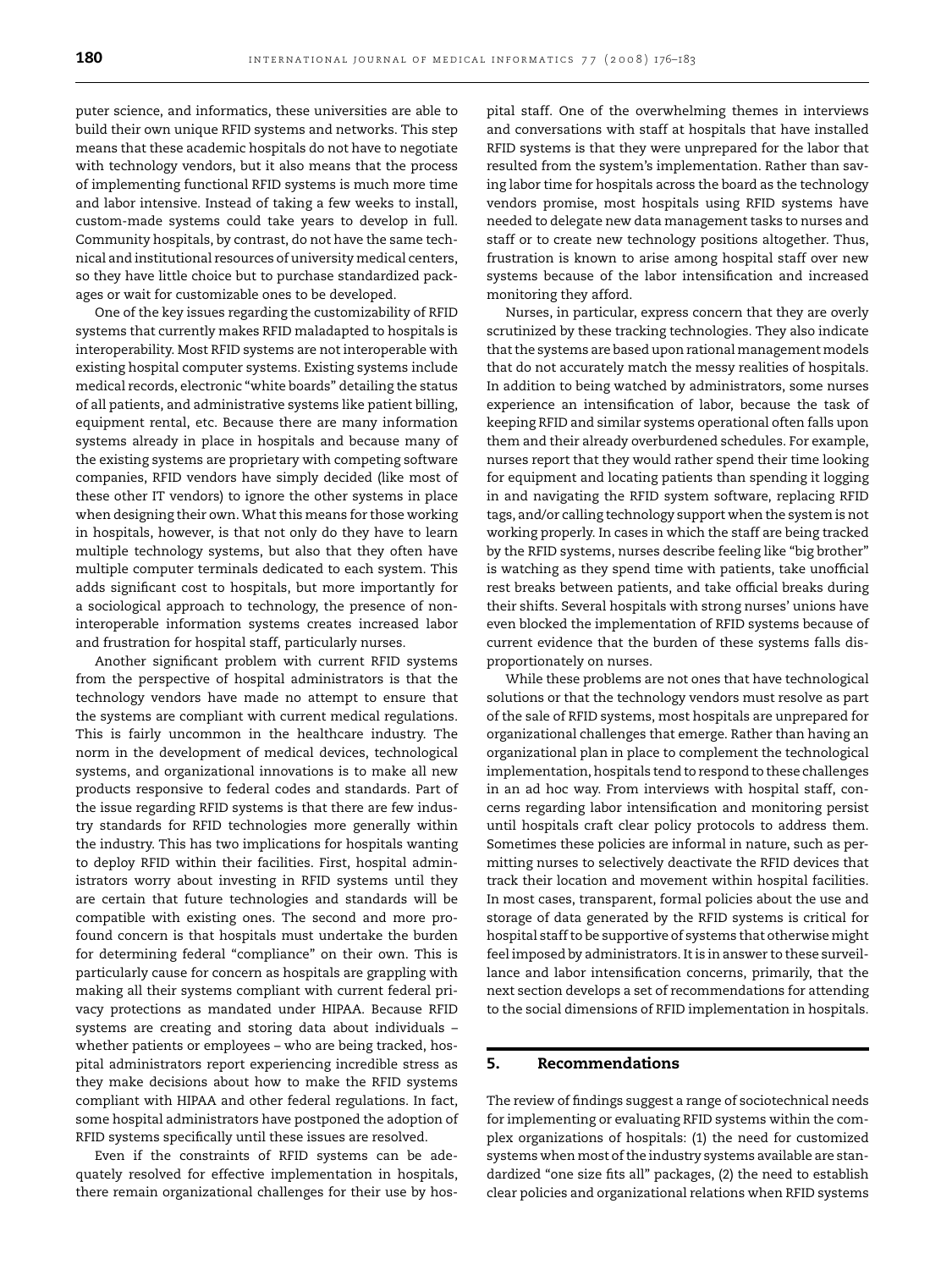puter science, and informatics, these universities are able to build their own unique RFID systems and networks. This step means that these academic hospitals do not have to negotiate with technology vendors, but it also means that the process of implementing functional RFID systems is much more time and labor intensive. Instead of taking a few weeks to install, custom-made systems could take years to develop in full. Community hospitals, by contrast, do not have the same technical and institutional resources of university medical centers, so they have little choice but to purchase standardized packages or wait for customizable ones to be developed.

One of the key issues regarding the customizability of RFID systems that currently makes RFID maladapted to hospitals is interoperability. Most RFID systems are not interoperable with existing hospital computer systems. Existing systems include medical records, electronic "white boards" detailing the status of all patients, and administrative systems like patient billing, equipment rental, etc. Because there are many information systems already in place in hospitals and because many of the existing systems are proprietary with competing software companies, RFID vendors have simply decided (like most of these other IT vendors) to ignore the other systems in place when designing their own. What this means for those working in hospitals, however, is that not only do they have to learn multiple technology systems, but also that they often have multiple computer terminals dedicated to each system. This adds significant cost to hospitals, but more importantly for a sociological approach to technology, the presence of non-interoperable information systems creates increased labor and frustration for hospital staff, particularly nurses.

Another significant problem with current RFID systems from the perspective of hospital administrators is that the technology vendors have made no attempt to ensure that the systems are compliant with current medical regulations. This is fairly uncommon in the healthcare industry. The norm in the development of medical devices, technological systems, and organizational innovations is to make all new products responsive to federal codes and standards. Part of the issue regarding RFID systems is that there are few industry standards for RFID technologies more generally within the industry. This has two implications for hospitals wanting to deploy RFID within their facilities. First, hospital administrators worry about investing in RFID systems until they are certain that future technologies and standards will be compatible with existing ones. The second and more profound concern is that hospitals must undertake the burden for determining federal "compliance" on their own. This is particularly cause for concern as hospitals are grappling with making all their systems compliant with current federal privacy protections as mandated under HIPAA. Because RFID systems are creating and storing data about individuals – whether patients or employees – who are being tracked, hospital administrators report experiencing incredible stress as they make decisions about how to make the RFID systems compliant with HIPAA and other federal regulations. In fact, some hospital administrators have postponed the adoption of RFID systems specifically until these issues are resolved.

Even if the constraints of RFID systems can be adequately resolved for effective implementation in hospitals, there remain organizational challenges for their use by hospital staff. One of the overwhelming themes in interviews and conversations with staff at hospitals that have installed RFID systems is that they were unprepared for the labor that resulted from the system's implementation. Rather than saving labor time for hospitals across the board as the technology vendors promise, most hospitals using RFID systems have needed to delegate new data management tasks to nurses and staff or to create new technology positions altogether. Thus, frustration is known to arise among hospital staff over new systems because of the labor intensification and increased monitoring they afford.

Nurses, in particular, express concern that they are overly scrutinized by these tracking technologies. They also indicate that the systems are based upon rational management models that do not accurately match the messy realities of hospitals. In addition to being watched by administrators, some nurses experience an intensification of labor, because the task of keeping RFID and similar systems operational often falls upon them and their already overburdened schedules. For example, nurses report that they would rather spend their time looking for equipment and locating patients than spending it logging in and navigating the RFID system software, replacing RFID tags, and/or calling technology support when the system is not working properly. In cases in which the staff are being tracked by the RFID systems, nurses describe feeling like "big brother" is watching as they spend time with patients, take unofficial rest breaks between patients, and take official breaks during their shifts. Several hospitals with strong nurses' unions have even blocked the implementation of RFID systems because of current evidence that the burden of these systems falls disproportionately on nurses.

While these problems are not ones that have technological solutions or that the technology vendors must resolve as part of the sale of RFID systems, most hospitals are unprepared for organizational challenges that emerge. Rather than having an organizational plan in place to complement the technological implementation, hospitals tend to respond to these challenges in an ad hoc way. From interviews with hospital staff, concerns regarding labor intensification and monitoring persist until hospitals craft clear policy protocols to address them. Sometimes these policies are informal in nature, such as permitting nurses to selectively deactivate the RFID devices that track their location and movement within hospital facilities. In most cases, transparent, formal policies about the use and storage of data generated by the RFID systems is critical for hospital staff to be supportive of systems that otherwise might feel imposed by administrators. It is in answer to these surveillance and labor intensification concerns, primarily, that the next section develops a set of recommendations for attending to the social dimensions of RFID implementation in hospitals.

## 5. Recommendations

The review of findings suggest a range of sociotechnical needs for implementing or evaluating RFID systems within the complex organizations of hospitals: (1) the need for customized systems when most of the industry systems available are standardized "one size fits all" packages, (2) the need to establish clear policies and organizational relations when RFID systems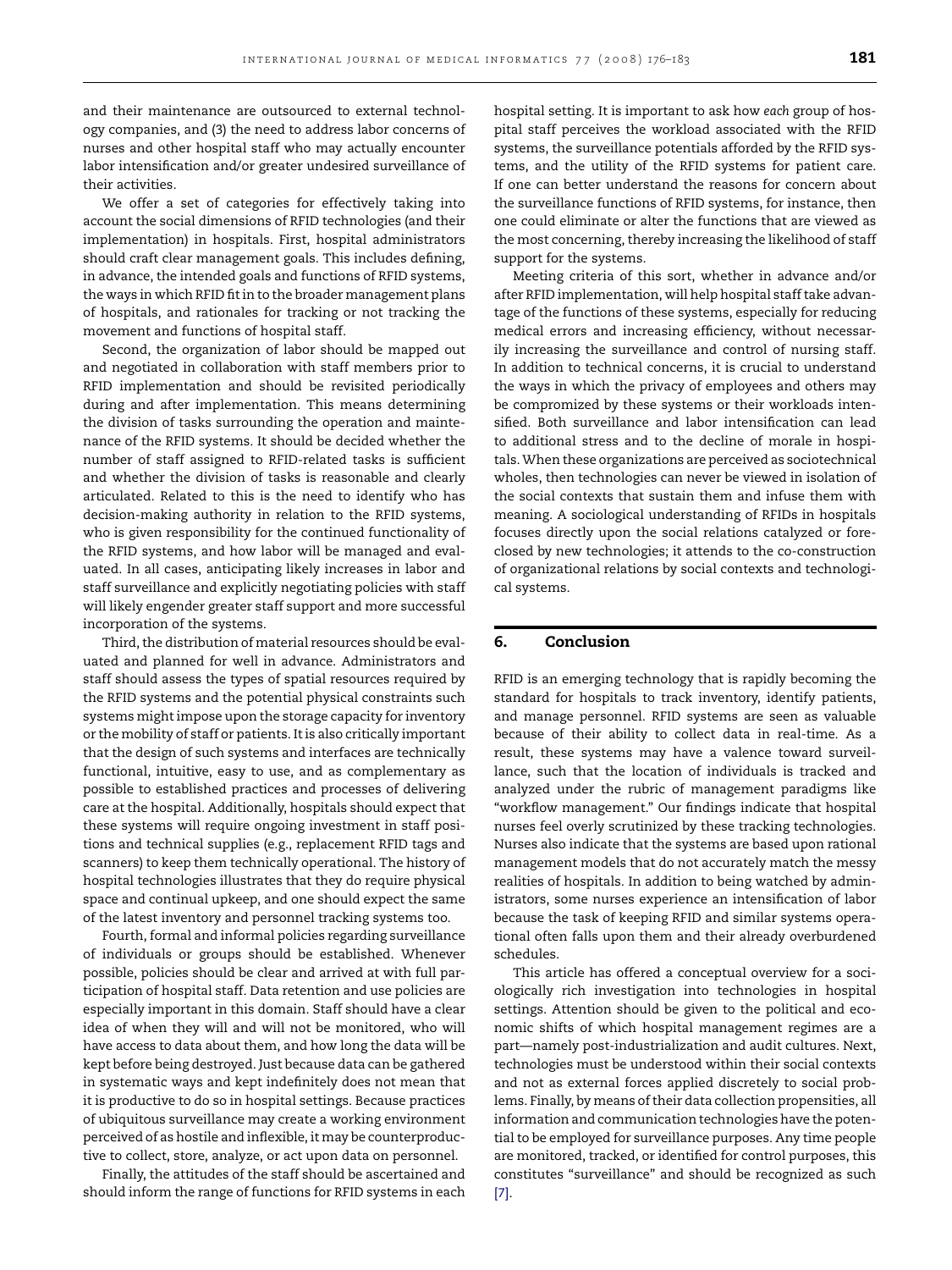and their maintenance are outsourced to external technology companies, and (3) the need to address labor concerns of nurses and other hospital staff who may actually encounter labor intensification and/or greater undesired surveillance of their activities.

We offer a set of categories for effectively taking into account the social dimensions of RFID technologies (and their implementation) in hospitals. First, hospital administrators should craft clear management goals. This includes defining, in advance, the intended goals and functions of RFID systems, the ways in which RFID fit in to the broader management plans of hospitals, and rationales for tracking or not tracking the movement and functions of hospital staff.

Second, the organization of labor should be mapped out and negotiated in collaboration with staff members prior to RFID implementation and should be revisited periodically during and after implementation. This means determining the division of tasks surrounding the operation and maintenance of the RFID systems. It should be decided whether the number of staff assigned to RFID-related tasks is sufficient and whether the division of tasks is reasonable and clearly articulated. Related to this is the need to identify who has decision-making authority in relation to the RFID systems, who is given responsibility for the continued functionality of the RFID systems, and how labor will be managed and evaluated. In all cases, anticipating likely increases in labor and staff surveillance and explicitly negotiating policies with staff will likely engender greater staff support and more successful incorporation of the systems.

Third, the distribution of material resources should be evaluated and planned for well in advance. Administrators and staff should assess the types of spatial resources required by the RFID systems and the potential physical constraints such systems might impose upon the storage capacity for inventory or the mobility of staff or patients. It is also critically important that the design of such systems and interfaces are technically functional, intuitive, easy to use, and as complementary as possible to established practices and processes of delivering care at the hospital. Additionally, hospitals should expect that these systems will require ongoing investment in staff positions and technical supplies (e.g., replacement RFID tags and scanners) to keep them technically operational. The history of hospital technologies illustrates that they do require physical space and continual upkeep, and one should expect the same of the latest inventory and personnel tracking systems too.

Fourth, formal and informal policies regarding surveillance of individuals or groups should be established. Whenever possible, policies should be clear and arrived at with full participation of hospital staff. Data retention and use policies are especially important in this domain. Staff should have a clear idea of when they will and will not be monitored, who will have access to data about them, and how long the data will be kept before being destroyed. Just because data can be gathered in systematic ways and kept indefinitely does not mean that it is productive to do so in hospital settings. Because practices of ubiquitous surveillance may create a working environment perceived of as hostile and inflexible, it may be counterproductive to collect, store, analyze, or act upon data on personnel.

Finally, the attitudes of the staff should be ascertained and should inform the range of functions for RFID systems in each hospital setting. It is important to ask how *each* group of hospital staff perceives the workload associated with the RFID systems, the surveillance potentials afforded by the RFID systems, and the utility of the RFID systems for patient care. If one can better understand the reasons for concern about the surveillance functions of RFID systems, for instance, then one could eliminate or alter the functions that are viewed as the most concerning, thereby increasing the likelihood of staff support for the systems.

Meeting criteria of this sort, whether in advance and/or after RFID implementation, will help hospital staff take advantage of the functions of these systems, especially for reducing medical errors and increasing efficiency, without necessarily increasing the surveillance and control of nursing staff. In addition to technical concerns, it is crucial to understand the ways in which the privacy of employees and others may be compromized by these systems or their workloads intensified. Both surveillance and labor intensification can lead to additional stress and to the decline of morale in hospitals. When these organizations are perceived as sociotechnical wholes, then technologies can never be viewed in isolation of the social contexts that sustain them and infuse them with meaning. A sociological understanding of RFIDs in hospitals focuses directly upon the social relations catalyzed or foreclosed by new technologies; it attends to the co-construction of organizational relations by social contexts and technological systems.

## 6. Conclusion

RFID is an emerging technology that is rapidly becoming the standard for hospitals to track inventory, identify patients, and manage personnel. RFID systems are seen as valuable because of their ability to collect data in real-time. As a result, these systems may have a valence toward surveillance, such that the location of individuals is tracked and analyzed under the rubric of management paradigms like "workflow management." Our findings indicate that hospital nurses feel overly scrutinized by these tracking technologies. Nurses also indicate that the systems are based upon rational management models that do not accurately match the messy realities of hospitals. In addition to being watched by administrators, some nurses experience an intensification of labor because the task of keeping RFID and similar systems operational often falls upon them and their already overburdened schedules.

This article has offered a conceptual overview for a sociologically rich investigation into technologies in hospital settings. Attention should be given to the political and economic shifts of which hospital management regimes are a part—namely post-industrialization and audit cultures. Next, technologies must be understood within their social contexts and not as external forces applied discretely to social problems. Finally, by means of their data collection propensities, all information and communication technologies have the potential to be employed for surveillance purposes. Any time people are monitored, tracked, or identified for control purposes, this constitutes "surveillance" and should be recognized as such [7].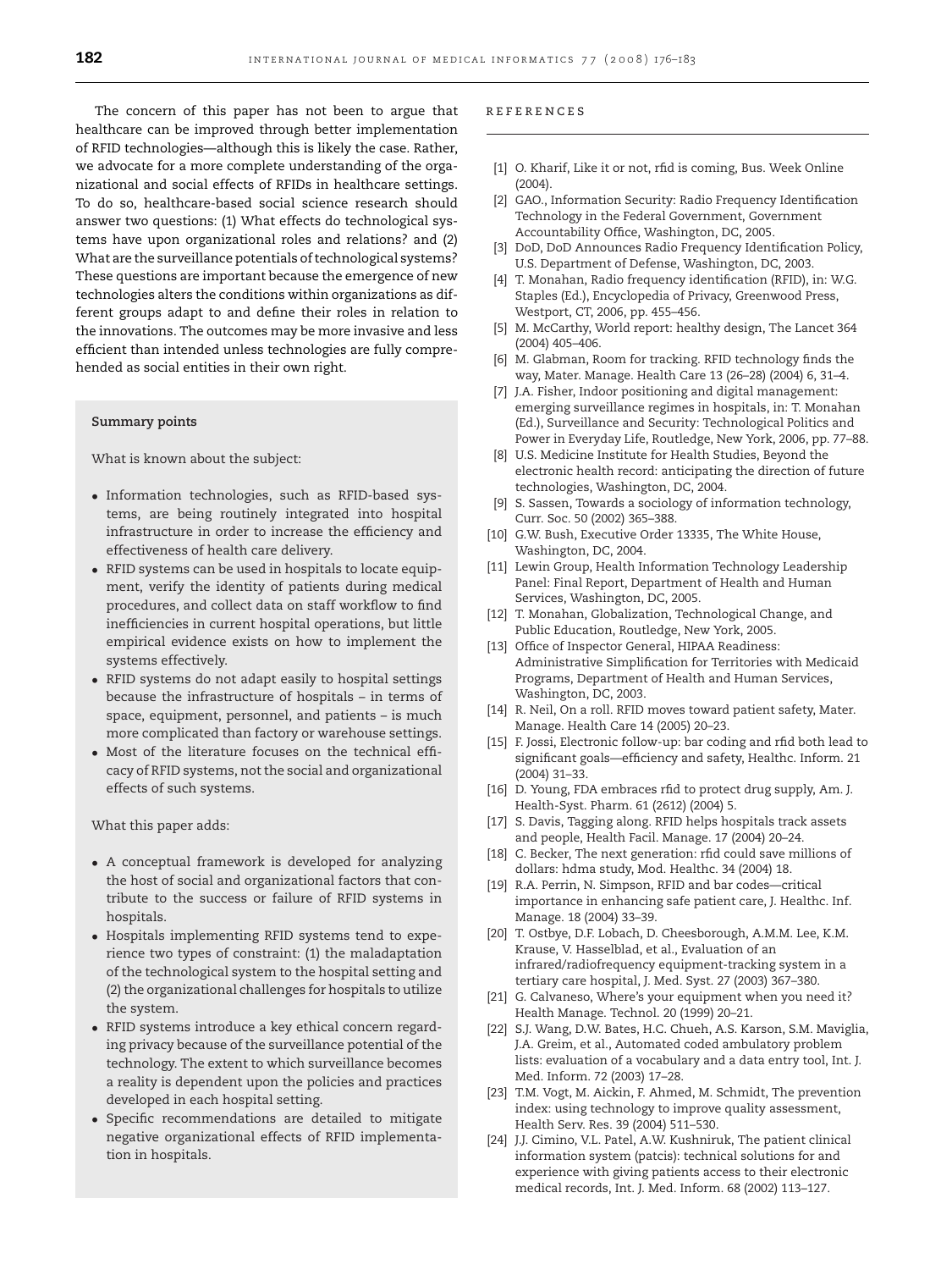The concern of this paper has not been to argue that healthcare can be improved through better implementation of RFID technologies—although this is likely the case. Rather, we advocate for a more complete understanding of the organizational and social effects of RFIDs in healthcare settings. To do so, healthcare-based social science research should answer two questions: (1) What effects do technological systems have upon organizational roles and relations? and (2) What are the surveillance potentials of technological systems? These questions are important because the emergence of new technologies alters the conditions within organizations as different groups adapt to and define their roles in relation to the innovations. The outcomes may be more invasive and less efficient than intended unless technologies are fully comprehended as social entities in their own right.

**Summary points**

What is known about the subject:

- Information technologies, such as RFID-based systems, are being routinely integrated into hospital infrastructure in order to increase the efficiency and effectiveness of health care delivery.
- RFID systems can be used in hospitals to locate equipment, verify the identity of patients during medical procedures, and collect data on staff workflow to find inefficiencies in current hospital operations, but little empirical evidence exists on how to implement the systems effectively.
- RFID systems do not adapt easily to hospital settings because the infrastructure of hospitals – in terms of space, equipment, personnel, and patients – is much more complicated than factory or warehouse settings.
- Most of the literature focuses on the technical efficacy of RFID systems, not the social and organizational effects of such systems.

What this paper adds:

- A conceptual framework is developed for analyzing the host of social and organizational factors that contribute to the success or failure of RFID systems in hospitals.
- Hospitals implementing RFID systems tend to experience two types of constraint: (1) the maladaptation of the technological system to the hospital setting and (2) the organizational challenges for hospitals to utilize the system.
- RFID systems introduce a key ethical concern regarding privacy because of the surveillance potential of the technology. The extent to which surveillance becomes a reality is dependent upon the policies and practices developed in each hospital setting.
- Specific recommendations are detailed to mitigate negative organizational effects of RFID implementation in hospitals.

## REFERENCES

[1] O. Kharif, Like it or not, rfid is coming, Bus. Week Online (2004).

[2] GAO., Information Security: Radio Frequency Identification Technology in the Federal Government, Government Accountability Office, Washington, DC, 2005.

[3] DoD, DoD Announces Radio Frequency Identification Policy, U.S. Department of Defense, Washington, DC, 2003.

[4] T. Monahan, Radio frequency identification (RFID), in: W.G. Staples (Ed.), Encyclopedia of Privacy, Greenwood Press, Westport, CT, 2006, pp. 455–456.

[5] M. McCarthy, World report: healthy design, The Lancet 364 (2004) 405–406.

[6] M. Glabman, Room for tracking. RFID technology finds the way, Mater. Manage. Health Care 13 (26–28) (2004) 6, 31–4.

[7] J.A. Fisher, Indoor positioning and digital management: emerging surveillance regimes in hospitals, in: T. Monahan (Ed.), Surveillance and Security: Technological Politics and Power in Everyday Life, Routledge, New York, 2006, pp. 77–88.

[8] U.S. Medicine Institute for Health Studies, Beyond the electronic health record: anticipating the direction of future technologies, Washington, DC, 2004.

[9] S. Sassen, Towards a sociology of information technology, Curr. Soc. 50 (2002) 365–388.

[10] G.W. Bush, Executive Order 13335, The White House, Washington, DC, 2004.

[11] Lewin Group, Health Information Technology Leadership Panel: Final Report, Department of Health and Human Services, Washington, DC, 2005.

[12] T. Monahan, Globalization, Technological Change, and Public Education, Routledge, New York, 2005.

[13] Office of Inspector General, HIPAA Readiness: Administrative Simplification for Territories with Medicaid Programs, Department of Health and Human Services, Washington, DC, 2003.

[14] R. Neil, On a roll. RFID moves toward patient safety, Mater. Manage. Health Care 14 (2005) 20–23.

[15] F. Jossi, Electronic follow-up: bar coding and rfid both lead to significant goals—efficiency and safety, Healthc. Inform. 21 (2004) 31–33.

[16] D. Young, FDA embraces rfid to protect drug supply, Am. J. Health-Syst. Pharm. 61 (2612) (2004) 5.

[17] S. Davis, Tagging along. RFID helps hospitals track assets and people, Health Facil. Manage. 17 (2004) 20–24.

[18] C. Becker, The next generation: rfid could save millions of dollars: hdma study, Mod. Healthc. 34 (2004) 18.

[19] R.A. Perrin, N. Simpson, RFID and bar codes—critical importance in enhancing safe patient care, J. Healthc. Inf. Manage. 18 (2004) 33–39.

[20] T. Ostbye, D.F. Lobach, D. Cheesborough, A.M.M. Lee, K.M. Krause, V. Hasselblad, et al., Evaluation of an infrared/radiofrequency equipment-tracking system in a tertiary care hospital, J. Med. Syst. 27 (2003) 367–380.

[21] G. Calvaneso, Where's your equipment when you need it? Health Manage. Technol. 20 (1999) 20–21.

[22] S.J. Wang, D.W. Bates, H.C. Chueh, A.S. Karson, S.M. Maviglia, J.A. Greim, et al., Automated coded ambulatory problem lists: evaluation of a vocabulary and a data entry tool, Int. J. Med. Inform. 72 (2003) 17–28.

[23] T.M. Vogt, M. Aickin, F. Ahmed, M. Schmidt, The prevention index: using technology to improve quality assessment, Health Serv. Res. 39 (2004) 511–530.

[24] J.J. Cimino, V.L. Patel, A.W. Kushniruk, The patient clinical information system (patcis): technical solutions for and experience with giving patients access to their electronic medical records, Int. J. Med. Inform. 68 (2002) 113–127.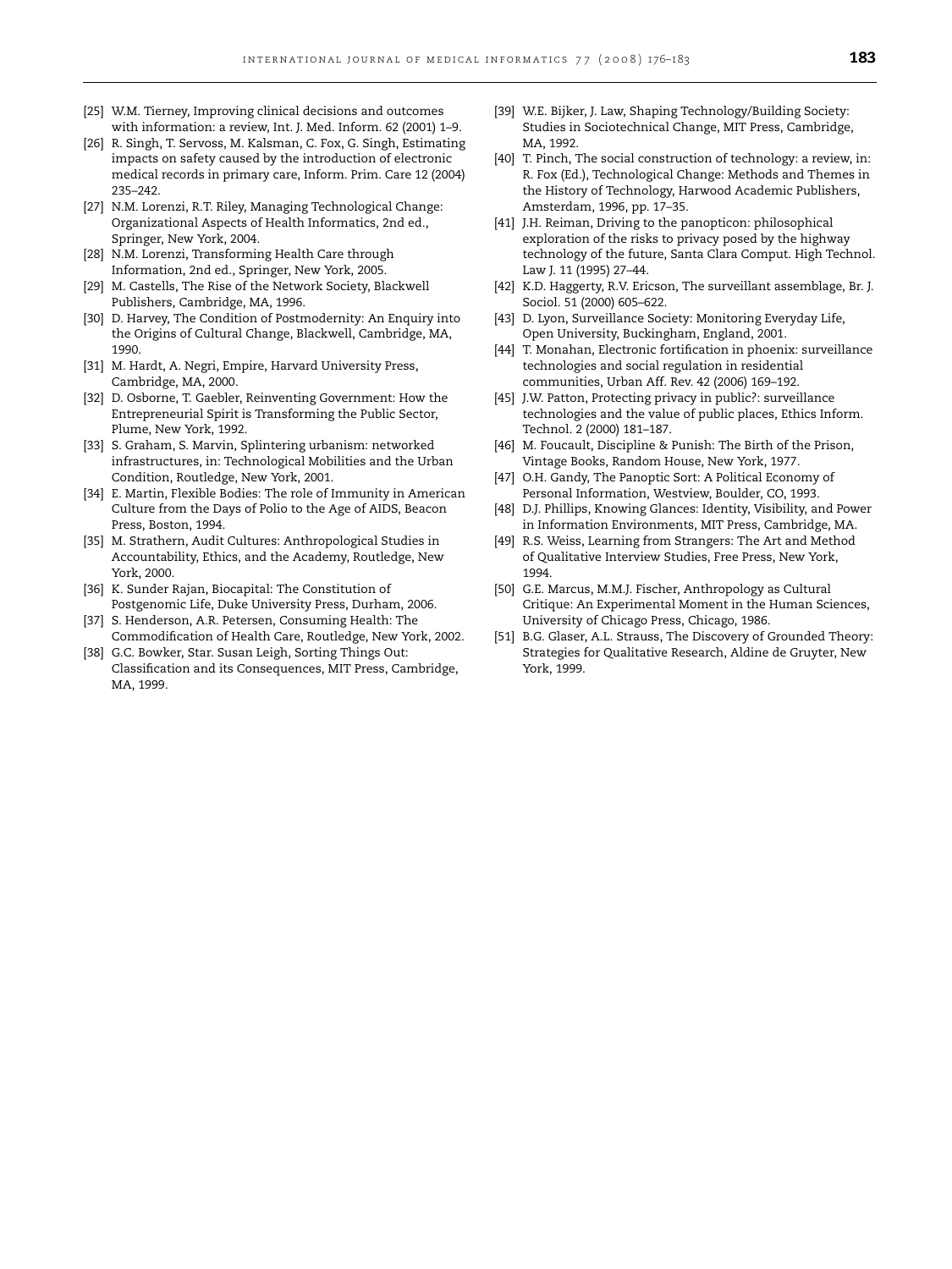[25] W.M. Tierney, Improving clinical decisions and outcomes with information: a review, Int. J. Med. Inform. 62 (2001) 1–9.

[26] R. Singh, T. Servoss, M. Kalsman, C. Fox, G. Singh, Estimating impacts on safety caused by the introduction of electronic medical records in primary care, Inform. Prim. Care 12 (2004) 235–242.

[27] N.M. Lorenzi, R.T. Riley, Managing Technological Change: Organizational Aspects of Health Informatics, 2nd ed., Springer, New York, 2004.

[28] N.M. Lorenzi, Transforming Health Care through Information, 2nd ed., Springer, New York, 2005.

[29] M. Castells, The Rise of the Network Society, Blackwell Publishers, Cambridge, MA, 1996.

[30] D. Harvey, The Condition of Postmodernity: An Enquiry into the Origins of Cultural Change, Blackwell, Cambridge, MA, 1990.

[31] M. Hardt, A. Negri, Empire, Harvard University Press, Cambridge, MA, 2000.

[32] D. Osborne, T. Gaebler, Reinventing Government: How the Entrepreneurial Spirit is Transforming the Public Sector, Plume, New York, 1992.

[33] S. Graham, S. Marvin, Splintering urbanism: networked infrastructures, in: Technological Mobilities and the Urban Condition, Routledge, New York, 2001.

[34] E. Martin, Flexible Bodies: The role of Immunity in American Culture from the Days of Polio to the Age of AIDS, Beacon Press, Boston, 1994.

[35] M. Strathern, Audit Cultures: Anthropological Studies in Accountability, Ethics, and the Academy, Routledge, New York, 2000.

[36] K. Sunder Rajan, Biocapital: The Constitution of Postgenomic Life, Duke University Press, Durham, 2006.

[37] S. Henderson, A.R. Petersen, Consuming Health: The Commodification of Health Care, Routledge, New York, 2002.

[38] G.C. Bowker, Star. Susan Leigh, Sorting Things Out: Classification and its Consequences, MIT Press, Cambridge, MA, 1999.

[39] W.E. Bijker, J. Law, Shaping Technology/Building Society: Studies in Sociotechnical Change, MIT Press, Cambridge, MA, 1992.

[40] T. Pinch, The social construction of technology: a review, in: R. Fox (Ed.), Technological Change: Methods and Themes in the History of Technology, Harwood Academic Publishers, Amsterdam, 1996, pp. 17–35.

[41] J.H. Reiman, Driving to the panopticon: philosophical exploration of the risks to privacy posed by the highway technology of the future, Santa Clara Comput. High Technol. Law J. 11 (1995) 27–44.

[42] K.D. Haggerty, R.V. Ericson, The surveillant assemblage, Br. J. Sociol. 51 (2000) 605–622.

[43] D. Lyon, Surveillance Society: Monitoring Everyday Life, Open University, Buckingham, England, 2001.

[44] T. Monahan, Electronic fortification in phoenix: surveillance technologies and social regulation in residential communities, Urban Aff. Rev. 42 (2006) 169–192.

[45] J.W. Patton, Protecting privacy in public?: surveillance technologies and the value of public places, Ethics Inform. Technol. 2 (2000) 181–187.

[46] M. Foucault, Discipline & Punish: The Birth of the Prison, Vintage Books, Random House, New York, 1977.

[47] O.H. Gandy, The Panoptic Sort: A Political Economy of Personal Information, Westview, Boulder, CO, 1993.

[48] D.J. Phillips, Knowing Glances: Identity, Visibility, and Power in Information Environments, MIT Press, Cambridge, MA.

[49] R.S. Weiss, Learning from Strangers: The Art and Method of Qualitative Interview Studies, Free Press, New York, 1994.

[50] G.E. Marcus, M.M.J. Fischer, Anthropology as Cultural Critique: An Experimental Moment in the Human Sciences, University of Chicago Press, Chicago, 1986.

[51] B.G. Glaser, A.L. Strauss, The Discovery of Grounded Theory: Strategies for Qualitative Research, Aldine de Gruyter, New York, 1999.